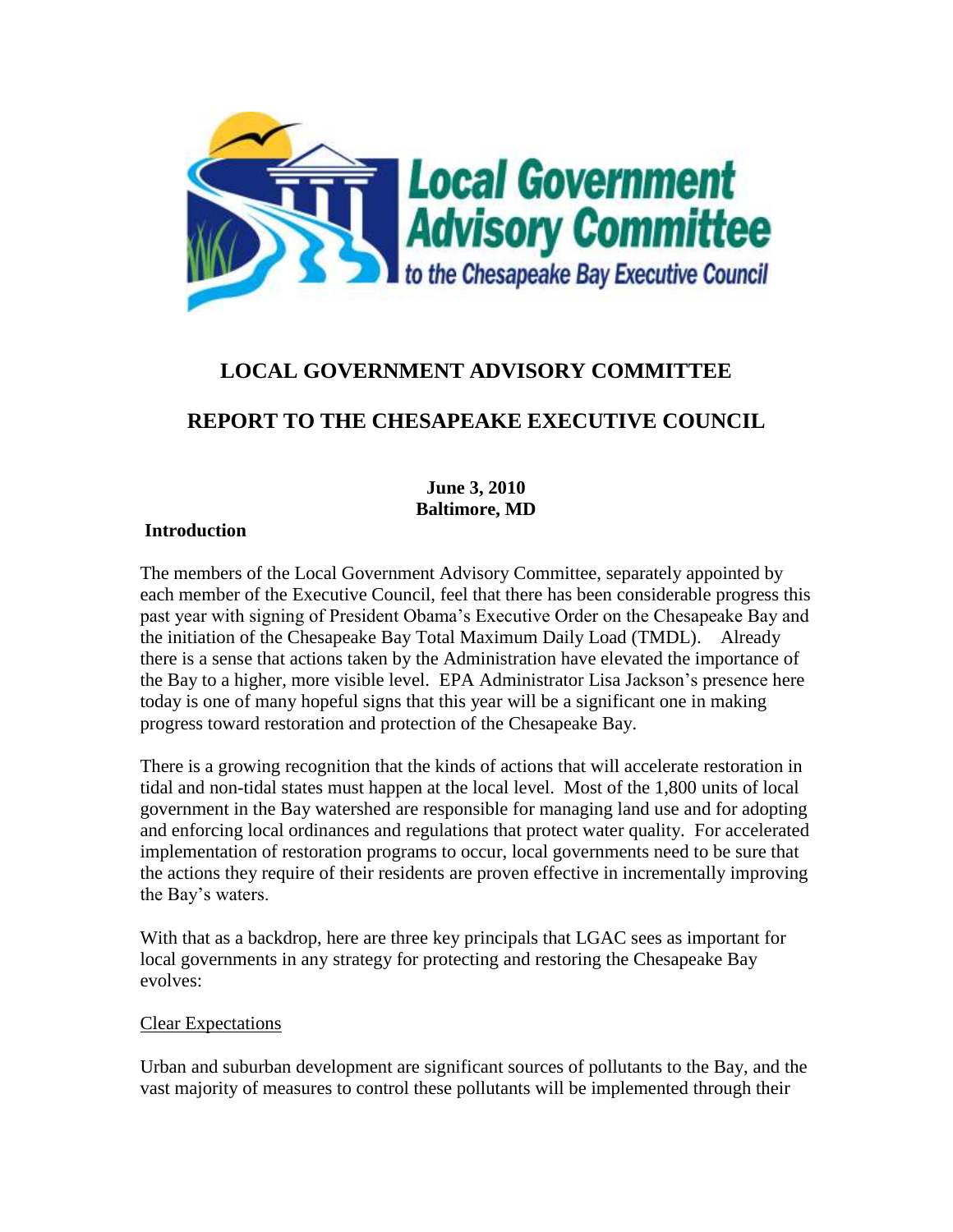# LOCAL GOVERNMENT ADVISORY COMMITTEE

## REPORT TO THE CHESAPEAKE EXECUTIVE COUNCIL

**June 3, 2010**
**Baltimore, MD**

### Introduction

The members of the Local Government Advisory Committee, separately appointed by each member of the Executive Council, feel that there has been considerable progress this past year with signing of President Obama's Executive Order on the Chesapeake Bay and the initiation of the Chesapeake Bay Total Maximum Daily Load (TMDL). Already there is a sense that actions taken by the Administration have elevated the importance of the Bay to a higher, more visible level. EPA Administrator Lisa Jackson's presence here today is one of many hopeful signs that this year will be a significant one in making progress toward restoration and protection of the Chesapeake Bay.

There is a growing recognition that the kinds of actions that will accelerate restoration in tidal and non-tidal states must happen at the local level. Most of the 1,800 units of local government in the Bay watershed are responsible for managing land use and for adopting and enforcing local ordinances and regulations that protect water quality. For accelerated implementation of restoration programs to occur, local governments need to be sure that the actions they require of their residents are proven effective in incrementally improving the Bay's waters.

With that as a backdrop, here are three key principals that LGAC sees as important for local governments in any strategy for protecting and restoring the Chesapeake Bay evolves:

<u>Clear Expectations</u>

Urban and suburban development are significant sources of pollutants to the Bay, and the vast majority of measures to control these pollutants will be implemented through their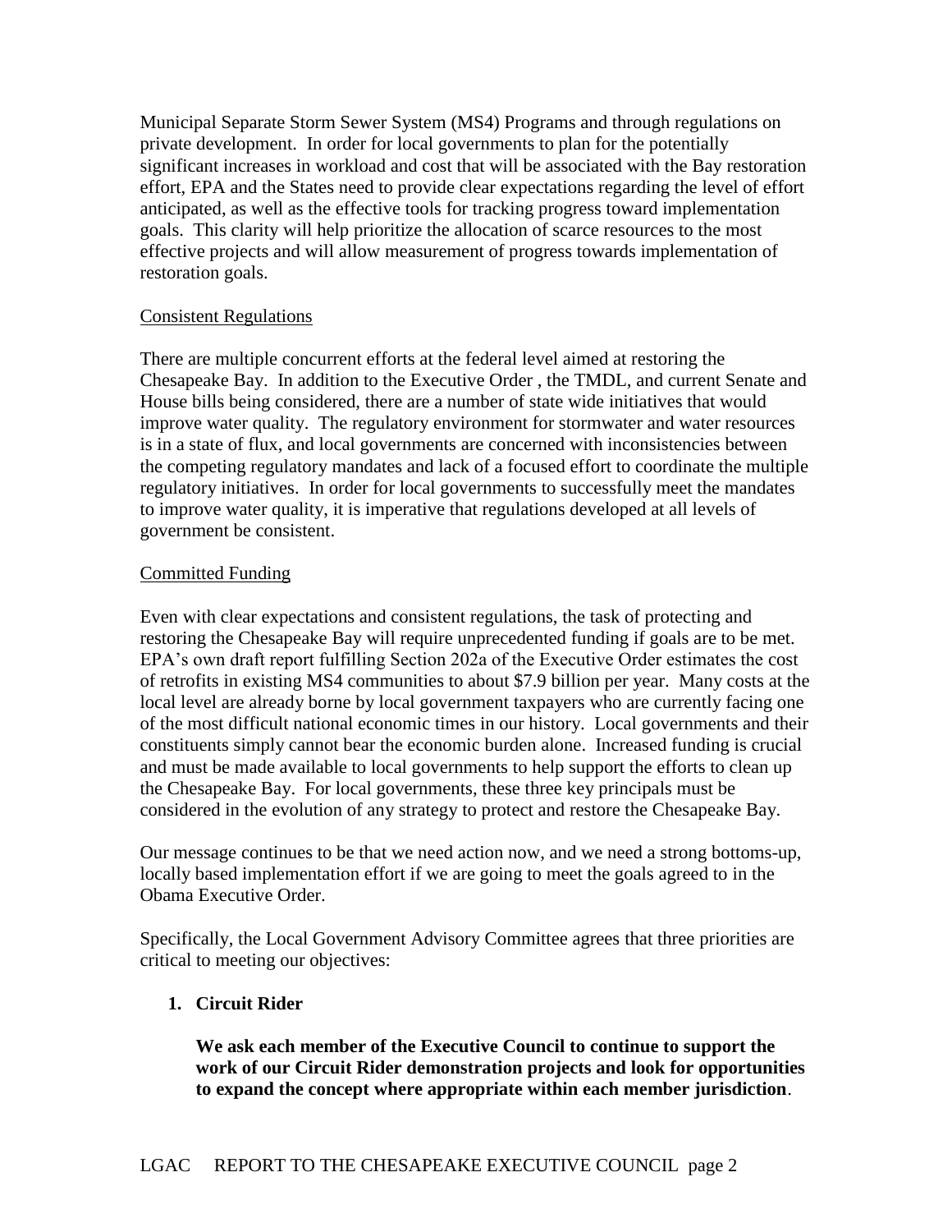Municipal Separate Storm Sewer System (MS4) Programs and through regulations on private development. In order for local governments to plan for the potentially significant increases in workload and cost that will be associated with the Bay restoration effort, EPA and the States need to provide clear expectations regarding the level of effort anticipated, as well as the effective tools for tracking progress toward implementation goals. This clarity will help prioritize the allocation of scarce resources to the most effective projects and will allow measurement of progress towards implementation of restoration goals.

<u>Consistent Regulations</u>

There are multiple concurrent efforts at the federal level aimed at restoring the Chesapeake Bay. In addition to the Executive Order , the TMDL, and current Senate and House bills being considered, there are a number of state wide initiatives that would improve water quality. The regulatory environment for stormwater and water resources is in a state of flux, and local governments are concerned with inconsistencies between the competing regulatory mandates and lack of a focused effort to coordinate the multiple regulatory initiatives. In order for local governments to successfully meet the mandates to improve water quality, it is imperative that regulations developed at all levels of government be consistent.

<u>Committed Funding</u>

Even with clear expectations and consistent regulations, the task of protecting and restoring the Chesapeake Bay will require unprecedented funding if goals are to be met. EPA's own draft report fulfilling Section 202a of the Executive Order estimates the cost of retrofits in existing MS4 communities to about $7.9 billion per year. Many costs at the local level are already borne by local government taxpayers who are currently facing one of the most difficult national economic times in our history. Local governments and their constituents simply cannot bear the economic burden alone. Increased funding is crucial and must be made available to local governments to help support the efforts to clean up the Chesapeake Bay. For local governments, these three key principals must be considered in the evolution of any strategy to protect and restore the Chesapeake Bay.

Our message continues to be that we need action now, and we need a strong bottoms-up, locally based implementation effort if we are going to meet the goals agreed to in the Obama Executive Order.

Specifically, the Local Government Advisory Committee agrees that three priorities are critical to meeting our objectives:

1. **Circuit Rider**

   **We ask each member of the Executive Council to continue to support the work of our Circuit Rider demonstration projects and look for opportunities to expand the concept where appropriate within each member jurisdiction**.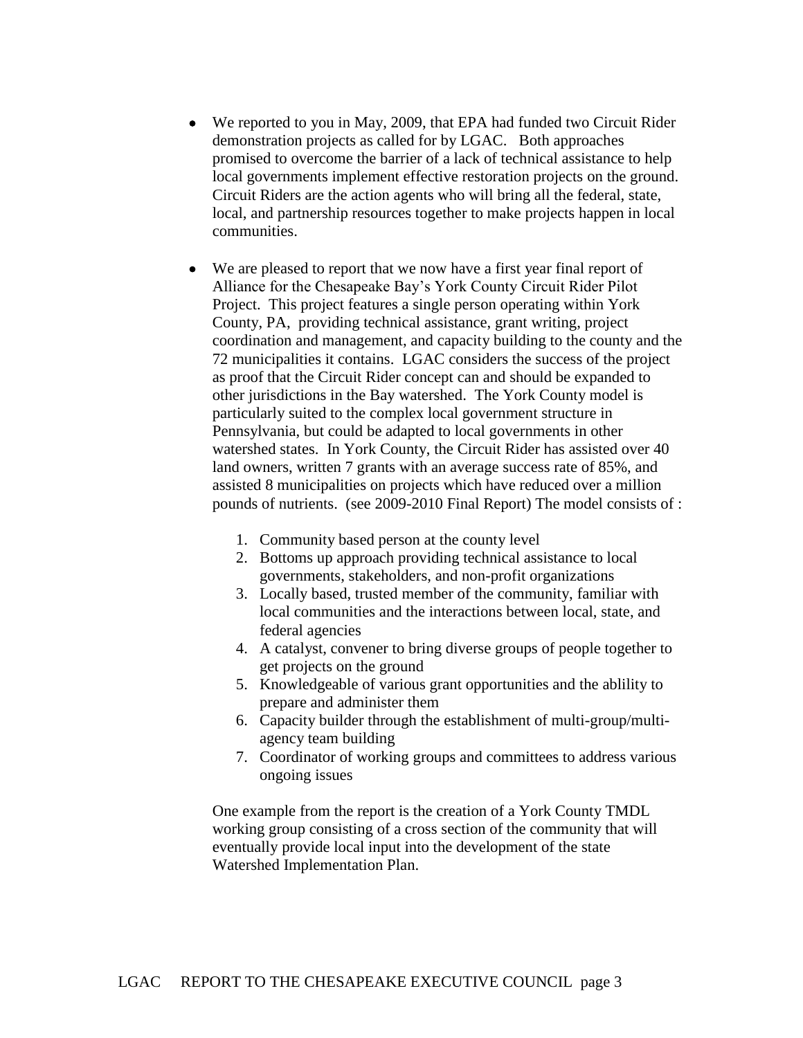- We reported to you in May, 2009, that EPA had funded two Circuit Rider demonstration projects as called for by LGAC. Both approaches promised to overcome the barrier of a lack of technical assistance to help local governments implement effective restoration projects on the ground. Circuit Riders are the action agents who will bring all the federal, state, local, and partnership resources together to make projects happen in local communities.

- We are pleased to report that we now have a first year final report of Alliance for the Chesapeake Bay's York County Circuit Rider Pilot Project. This project features a single person operating within York County, PA, providing technical assistance, grant writing, project coordination and management, and capacity building to the county and the 72 municipalities it contains. LGAC considers the success of the project as proof that the Circuit Rider concept can and should be expanded to other jurisdictions in the Bay watershed. The York County model is particularly suited to the complex local government structure in Pennsylvania, but could be adapted to local governments in other watershed states. In York County, the Circuit Rider has assisted over 40 land owners, written 7 grants with an average success rate of 85%, and assisted 8 municipalities on projects which have reduced over a million pounds of nutrients. (see 2009-2010 Final Report) The model consists of :

    1. Community based person at the county level
    2. Bottoms up approach providing technical assistance to local governments, stakeholders, and non-profit organizations
    3. Locally based, trusted member of the community, familiar with local communities and the interactions between local, state, and federal agencies
    4. A catalyst, convener to bring diverse groups of people together to get projects on the ground
    5. Knowledgeable of various grant opportunities and the ablility to prepare and administer them
    6. Capacity builder through the establishment of multi-group/multi-agency team building
    7. Coordinator of working groups and committees to address various ongoing issues

  One example from the report is the creation of a York County TMDL working group consisting of a cross section of the community that will eventually provide local input into the development of the state Watershed Implementation Plan.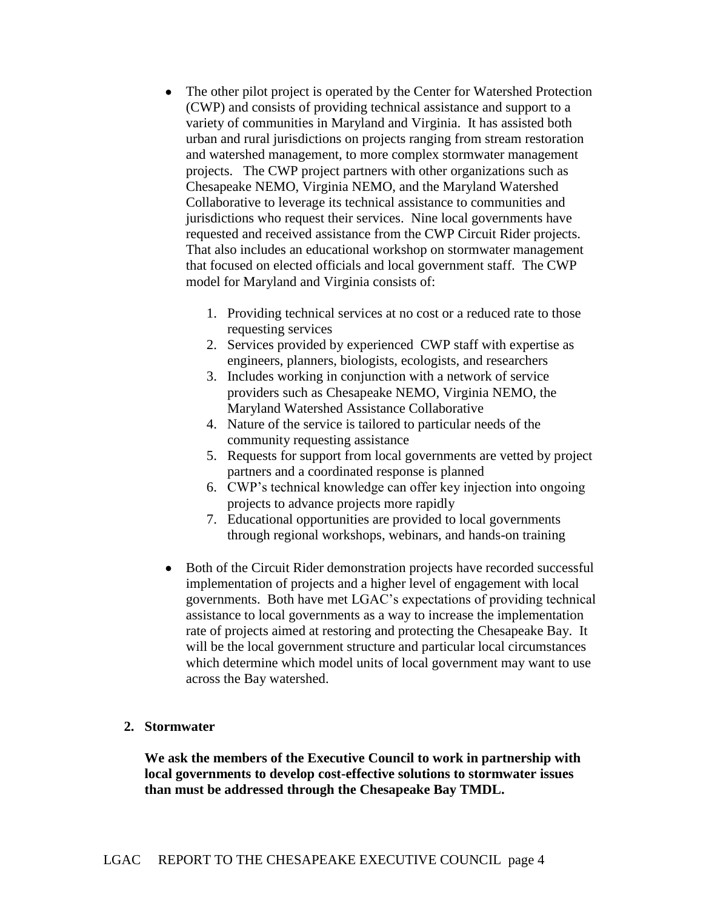- The other pilot project is operated by the Center for Watershed Protection (CWP) and consists of providing technical assistance and support to a variety of communities in Maryland and Virginia. It has assisted both urban and rural jurisdictions on projects ranging from stream restoration and watershed management, to more complex stormwater management projects. The CWP project partners with other organizations such as Chesapeake NEMO, Virginia NEMO, and the Maryland Watershed Collaborative to leverage its technical assistance to communities and jurisdictions who request their services. Nine local governments have requested and received assistance from the CWP Circuit Rider projects. That also includes an educational workshop on stormwater management that focused on elected officials and local government staff. The CWP model for Maryland and Virginia consists of:

  1. Providing technical services at no cost or a reduced rate to those requesting services
  2. Services provided by experienced CWP staff with expertise as engineers, planners, biologists, ecologists, and researchers
  3. Includes working in conjunction with a network of service providers such as Chesapeake NEMO, Virginia NEMO, the Maryland Watershed Assistance Collaborative
  4. Nature of the service is tailored to particular needs of the community requesting assistance
  5. Requests for support from local governments are vetted by project partners and a coordinated response is planned
  6. CWP's technical knowledge can offer key injection into ongoing projects to advance projects more rapidly
  7. Educational opportunities are provided to local governments through regional workshops, webinars, and hands-on training

- Both of the Circuit Rider demonstration projects have recorded successful implementation of projects and a higher level of engagement with local governments. Both have met LGAC's expectations of providing technical assistance to local governments as a way to increase the implementation rate of projects aimed at restoring and protecting the Chesapeake Bay. It will be the local government structure and particular local circumstances which determine which model units of local government may want to use across the Bay watershed.

**2. Stormwater**

**We ask the members of the Executive Council to work in partnership with local governments to develop cost-effective solutions to stormwater issues than must be addressed through the Chesapeake Bay TMDL.**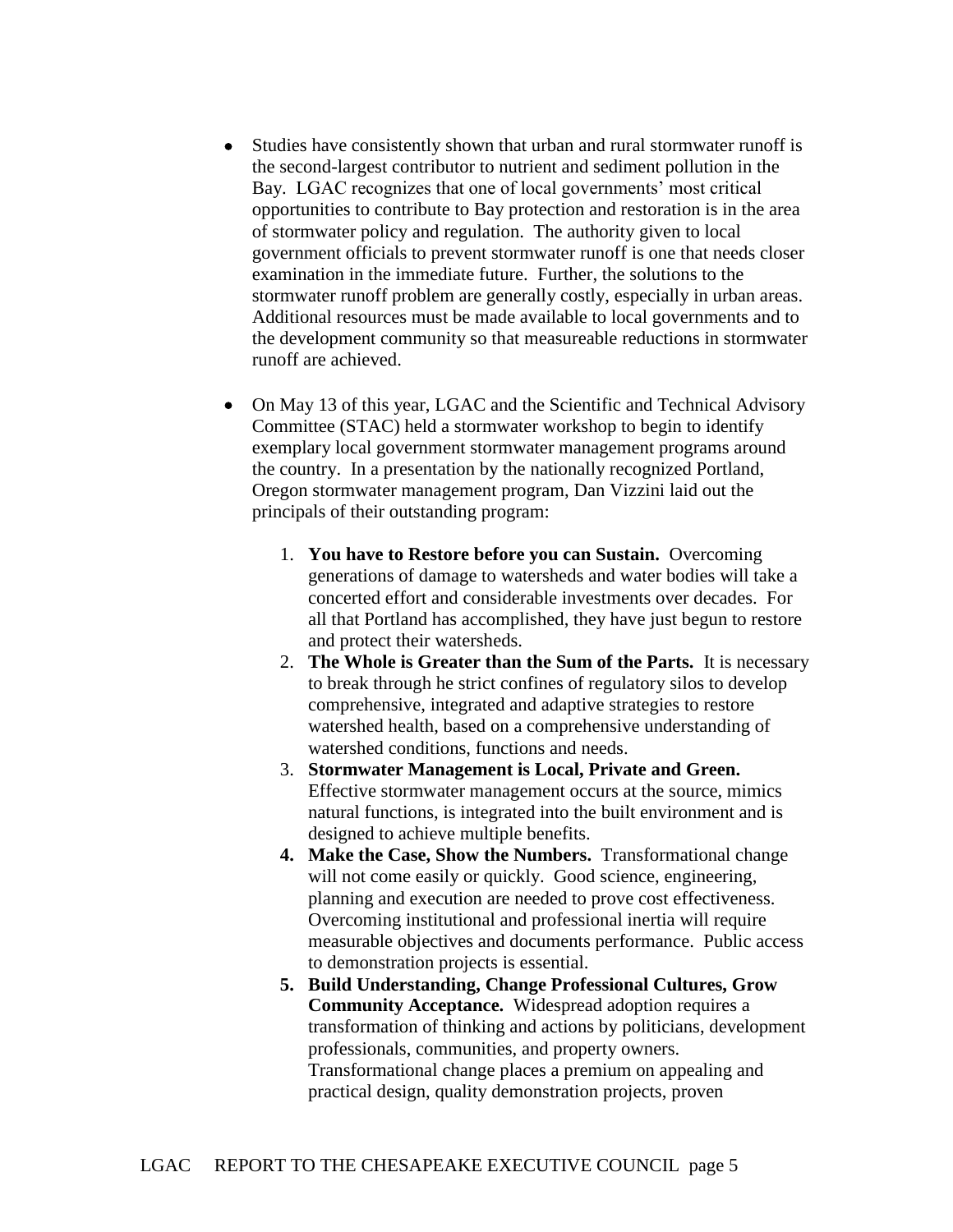- Studies have consistently shown that urban and rural stormwater runoff is the second-largest contributor to nutrient and sediment pollution in the Bay. LGAC recognizes that one of local governments' most critical opportunities to contribute to Bay protection and restoration is in the area of stormwater policy and regulation. The authority given to local government officials to prevent stormwater runoff is one that needs closer examination in the immediate future. Further, the solutions to the stormwater runoff problem are generally costly, especially in urban areas. Additional resources must be made available to local governments and to the development community so that measureable reductions in stormwater runoff are achieved.

- On May 13 of this year, LGAC and the Scientific and Technical Advisory Committee (STAC) held a stormwater workshop to begin to identify exemplary local government stormwater management programs around the country. In a presentation by the nationally recognized Portland, Oregon stormwater management program, Dan Vizzini laid out the principals of their outstanding program:

    1. **You have to Restore before you can Sustain.** Overcoming generations of damage to watersheds and water bodies will take a concerted effort and considerable investments over decades. For all that Portland has accomplished, they have just begun to restore and protect their watersheds.
    2. **The Whole is Greater than the Sum of the Parts.** It is necessary to break through he strict confines of regulatory silos to develop comprehensive, integrated and adaptive strategies to restore watershed health, based on a comprehensive understanding of watershed conditions, functions and needs.
    3. **Stormwater Management is Local, Private and Green.** Effective stormwater management occurs at the source, mimics natural functions, is integrated into the built environment and is designed to achieve multiple benefits.
    4. **Make the Case, Show the Numbers.** Transformational change will not come easily or quickly. Good science, engineering, planning and execution are needed to prove cost effectiveness. Overcoming institutional and professional inertia will require measurable objectives and documents performance. Public access to demonstration projects is essential.
    5. **Build Understanding, Change Professional Cultures, Grow Community Acceptance.** Widespread adoption requires a transformation of thinking and actions by politicians, development professionals, communities, and property owners. Transformational change places a premium on appealing and practical design, quality demonstration projects, proven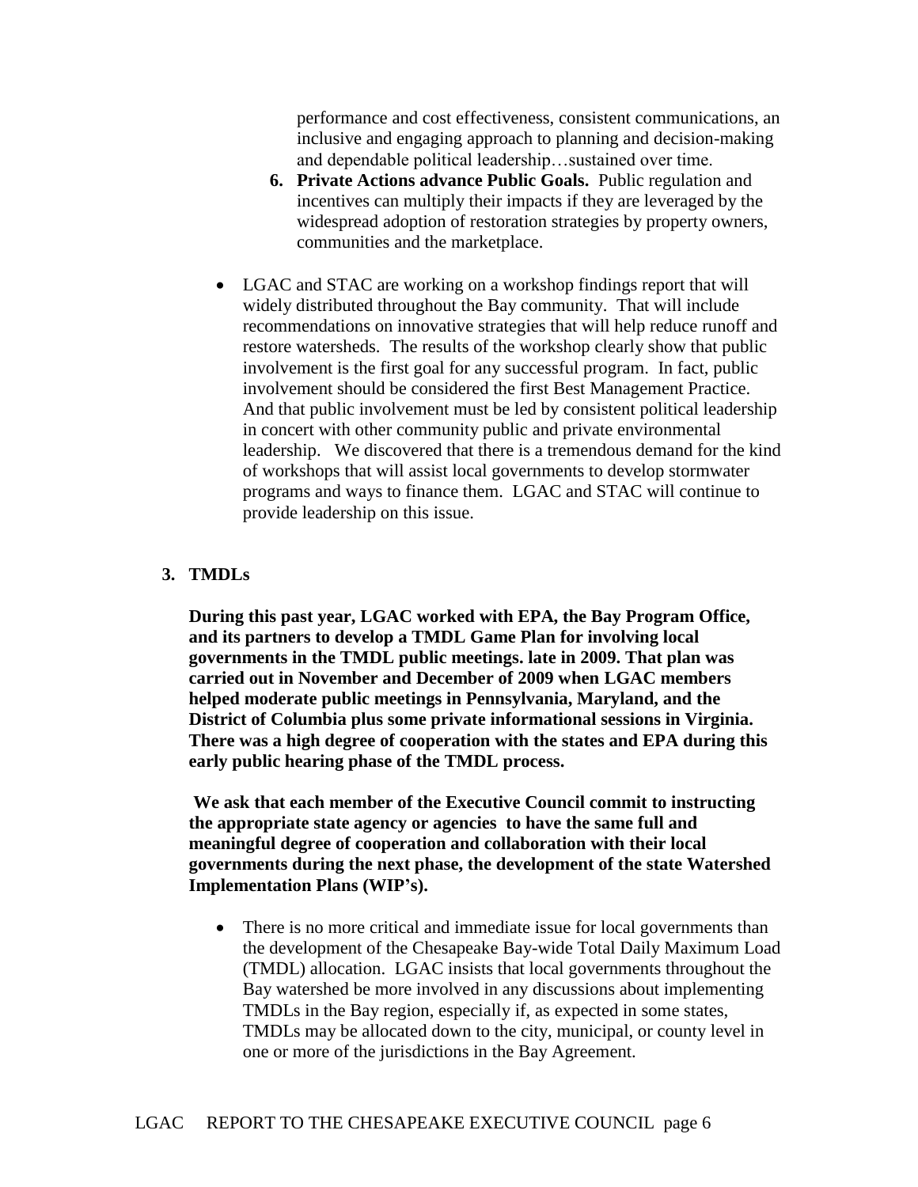performance and cost effectiveness, consistent communications, an inclusive and engaging approach to planning and decision-making and dependable political leadership…sustained over time.

6. **Private Actions advance Public Goals.** Public regulation and incentives can multiply their impacts if they are leveraged by the widespread adoption of restoration strategies by property owners, communities and the marketplace.

- LGAC and STAC are working on a workshop findings report that will widely distributed throughout the Bay community. That will include recommendations on innovative strategies that will help reduce runoff and restore watersheds. The results of the workshop clearly show that public involvement is the first goal for any successful program. In fact, public involvement should be considered the first Best Management Practice. And that public involvement must be led by consistent political leadership in concert with other community public and private environmental leadership. We discovered that there is a tremendous demand for the kind of workshops that will assist local governments to develop stormwater programs and ways to finance them. LGAC and STAC will continue to provide leadership on this issue.

## 3. TMDLs

**During this past year, LGAC worked with EPA, the Bay Program Office, and its partners to develop a TMDL Game Plan for involving local governments in the TMDL public meetings. late in 2009. That plan was carried out in November and December of 2009 when LGAC members helped moderate public meetings in Pennsylvania, Maryland, and the District of Columbia plus some private informational sessions in Virginia. There was a high degree of cooperation with the states and EPA during this early public hearing phase of the TMDL process.**

**We ask that each member of the Executive Council commit to instructing the appropriate state agency or agencies to have the same full and meaningful degree of cooperation and collaboration with their local governments during the next phase, the development of the state Watershed Implementation Plans (WIP's).**

- There is no more critical and immediate issue for local governments than the development of the Chesapeake Bay-wide Total Daily Maximum Load (TMDL) allocation. LGAC insists that local governments throughout the Bay watershed be more involved in any discussions about implementing TMDLs in the Bay region, especially if, as expected in some states, TMDLs may be allocated down to the city, municipal, or county level in one or more of the jurisdictions in the Bay Agreement.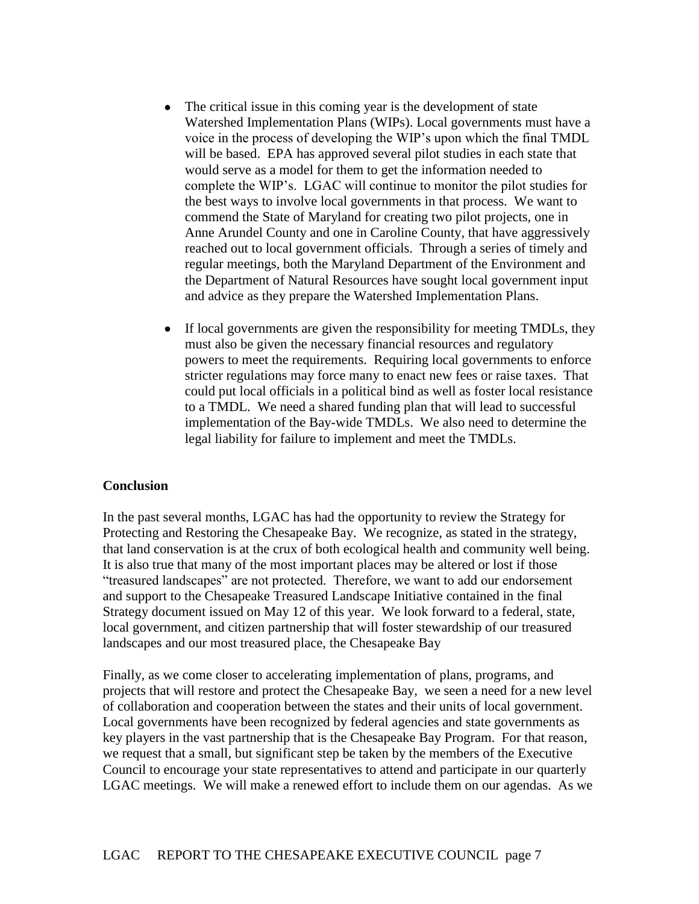- The critical issue in this coming year is the development of state Watershed Implementation Plans (WIPs). Local governments must have a voice in the process of developing the WIP's upon which the final TMDL will be based. EPA has approved several pilot studies in each state that would serve as a model for them to get the information needed to complete the WIP's. LGAC will continue to monitor the pilot studies for the best ways to involve local governments in that process. We want to commend the State of Maryland for creating two pilot projects, one in Anne Arundel County and one in Caroline County, that have aggressively reached out to local government officials. Through a series of timely and regular meetings, both the Maryland Department of the Environment and the Department of Natural Resources have sought local government input and advice as they prepare the Watershed Implementation Plans.

- If local governments are given the responsibility for meeting TMDLs, they must also be given the necessary financial resources and regulatory powers to meet the requirements. Requiring local governments to enforce stricter regulations may force many to enact new fees or raise taxes. That could put local officials in a political bind as well as foster local resistance to a TMDL. We need a shared funding plan that will lead to successful implementation of the Bay-wide TMDLs. We also need to determine the legal liability for failure to implement and meet the TMDLs.

**Conclusion**

In the past several months, LGAC has had the opportunity to review the Strategy for Protecting and Restoring the Chesapeake Bay. We recognize, as stated in the strategy, that land conservation is at the crux of both ecological health and community well being. It is also true that many of the most important places may be altered or lost if those "treasured landscapes" are not protected. Therefore, we want to add our endorsement and support to the Chesapeake Treasured Landscape Initiative contained in the final Strategy document issued on May 12 of this year. We look forward to a federal, state, local government, and citizen partnership that will foster stewardship of our treasured landscapes and our most treasured place, the Chesapeake Bay

Finally, as we come closer to accelerating implementation of plans, programs, and projects that will restore and protect the Chesapeake Bay, we seen a need for a new level of collaboration and cooperation between the states and their units of local government. Local governments have been recognized by federal agencies and state governments as key players in the vast partnership that is the Chesapeake Bay Program. For that reason, we request that a small, but significant step be taken by the members of the Executive Council to encourage your state representatives to attend and participate in our quarterly LGAC meetings. We will make a renewed effort to include them on our agendas. As we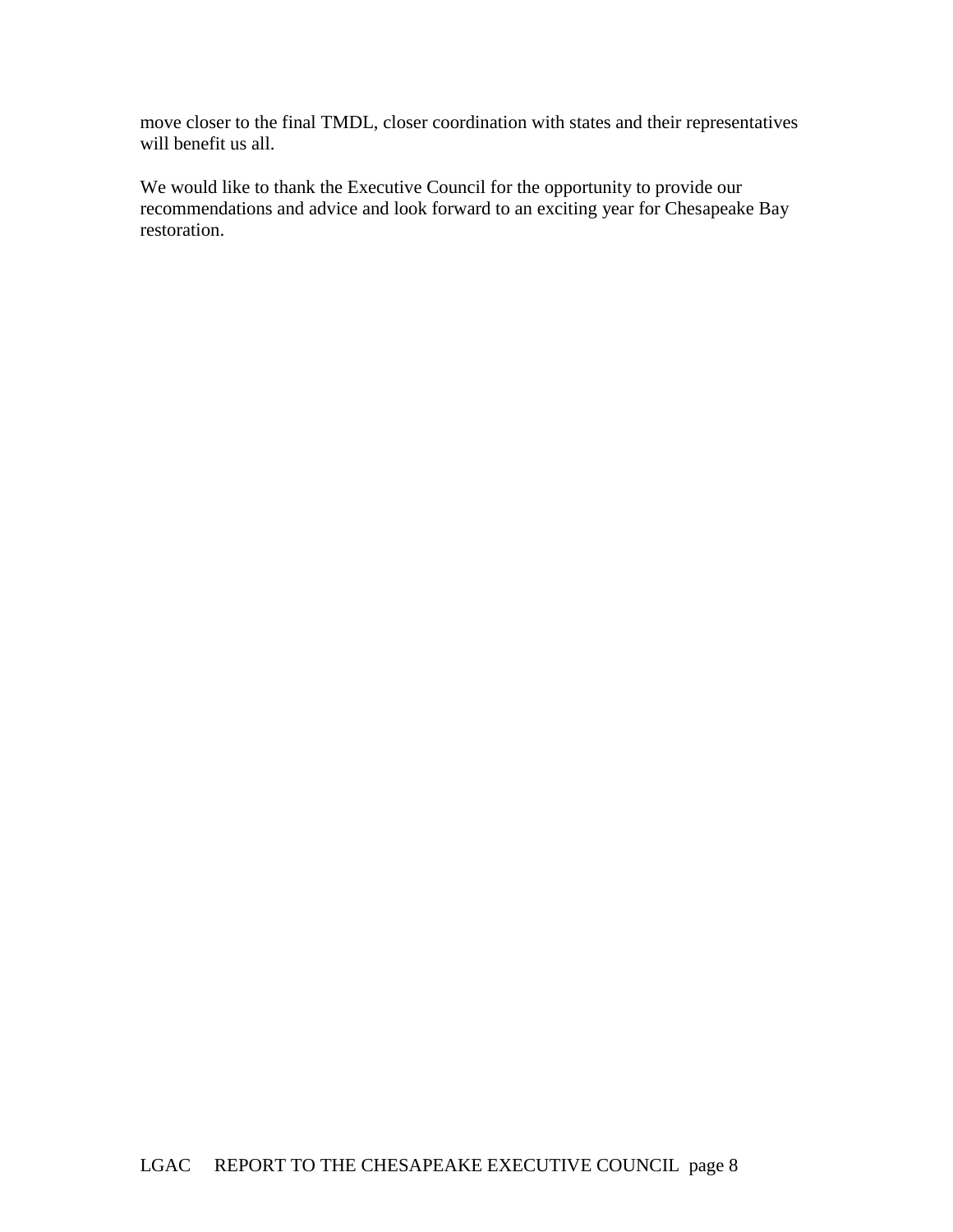move closer to the final TMDL, closer coordination with states and their representatives will benefit us all.

We would like to thank the Executive Council for the opportunity to provide our recommendations and advice and look forward to an exciting year for Chesapeake Bay restoration.